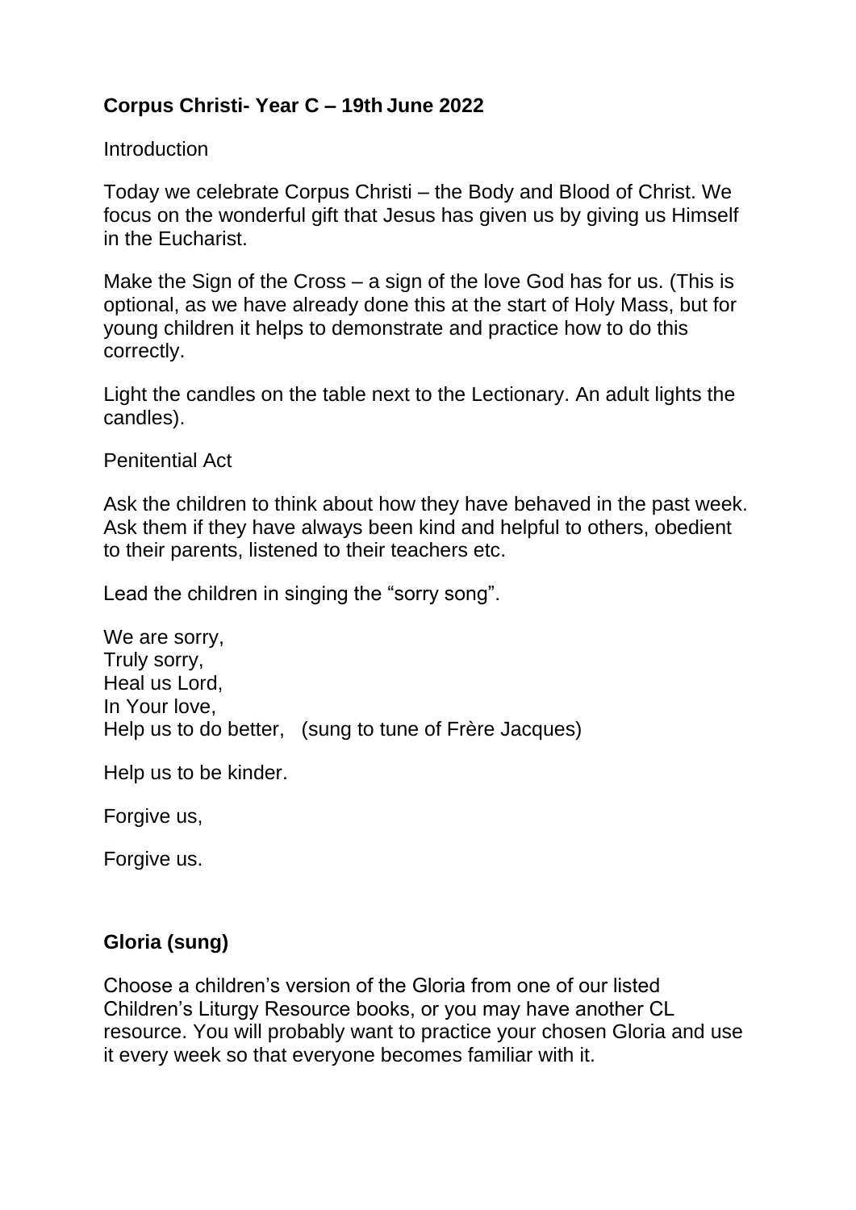**Corpus Christi- Year C – 19th June 2022**

Introduction

Today we celebrate Corpus Christi – the Body and Blood of Christ. We focus on the wonderful gift that Jesus has given us by giving us Himself in the Eucharist.

Make the Sign of the Cross – a sign of the love God has for us. (This is optional, as we have already done this at the start of Holy Mass, but for young children it helps to demonstrate and practice how to do this correctly.

Light the candles on the table next to the Lectionary. An adult lights the candles).

Penitential Act

Ask the children to think about how they have behaved in the past week. Ask them if they have always been kind and helpful to others, obedient to their parents, listened to their teachers etc.

Lead the children in singing the "sorry song".

We are sorry,  
Truly sorry,  
Heal us Lord,  
In Your love,  
Help us to do better,   (sung to tune of Frère Jacques)

Help us to be kinder.

Forgive us,

Forgive us.

**Gloria (sung)**

Choose a children's version of the Gloria from one of our listed Children's Liturgy Resource books, or you may have another CL resource. You will probably want to practice your chosen Gloria and use it every week so that everyone becomes familiar with it.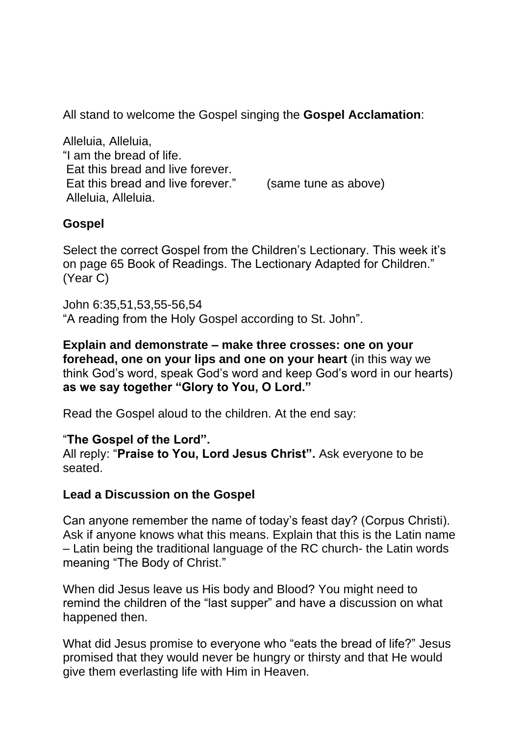All stand to welcome the Gospel singing the **Gospel Acclamation**:

Alleluia, Alleluia,
"I am the bread of life.
Eat this bread and live forever.
Eat this bread and live forever." (same tune as above)
Alleluia, Alleluia.

**Gospel**

Select the correct Gospel from the Children's Lectionary. This week it's on page 65 Book of Readings. The Lectionary Adapted for Children." (Year C)

John 6:35,51,53,55-56,54
"A reading from the Holy Gospel according to St. John".

**Explain and demonstrate – make three crosses: one on your forehead, one on your lips and one on your heart** (in this way we think God's word, speak God's word and keep God's word in our hearts) **as we say together "Glory to You, O Lord."**

Read the Gospel aloud to the children. At the end say:

"**The Gospel of the Lord".**
All reply: "**Praise to You, Lord Jesus Christ".** Ask everyone to be seated.

**Lead a Discussion on the Gospel**

Can anyone remember the name of today's feast day? (Corpus Christi). Ask if anyone knows what this means. Explain that this is the Latin name – Latin being the traditional language of the RC church- the Latin words meaning "The Body of Christ."

When did Jesus leave us His body and Blood? You might need to remind the children of the "last supper" and have a discussion on what happened then.

What did Jesus promise to everyone who "eats the bread of life?" Jesus promised that they would never be hungry or thirsty and that He would give them everlasting life with Him in Heaven.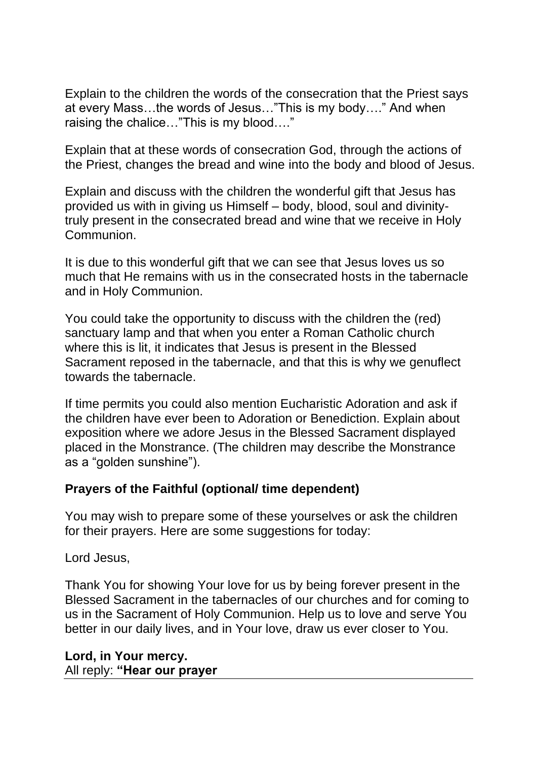Explain to the children the words of the consecration that the Priest says at every Mass…the words of Jesus…"This is my body…." And when raising the chalice…"This is my blood…."

Explain that at these words of consecration God, through the actions of the Priest, changes the bread and wine into the body and blood of Jesus.

Explain and discuss with the children the wonderful gift that Jesus has provided us with in giving us Himself – body, blood, soul and divinity- truly present in the consecrated bread and wine that we receive in Holy Communion.

It is due to this wonderful gift that we can see that Jesus loves us so much that He remains with us in the consecrated hosts in the tabernacle and in Holy Communion.

You could take the opportunity to discuss with the children the (red) sanctuary lamp and that when you enter a Roman Catholic church where this is lit, it indicates that Jesus is present in the Blessed Sacrament reposed in the tabernacle, and that this is why we genuflect towards the tabernacle.

If time permits you could also mention Eucharistic Adoration and ask if the children have ever been to Adoration or Benediction. Explain about exposition where we adore Jesus in the Blessed Sacrament displayed placed in the Monstrance. (The children may describe the Monstrance as a "golden sunshine").

**Prayers of the Faithful (optional/ time dependent)**

You may wish to prepare some of these yourselves or ask the children for their prayers. Here are some suggestions for today:

Lord Jesus,

Thank You for showing Your love for us by being forever present in the Blessed Sacrament in the tabernacles of our churches and for coming to us in the Sacrament of Holy Communion. Help us to love and serve You better in our daily lives, and in Your love, draw us ever closer to You.

**Lord, in Your mercy.**
All reply: **"Hear our prayer**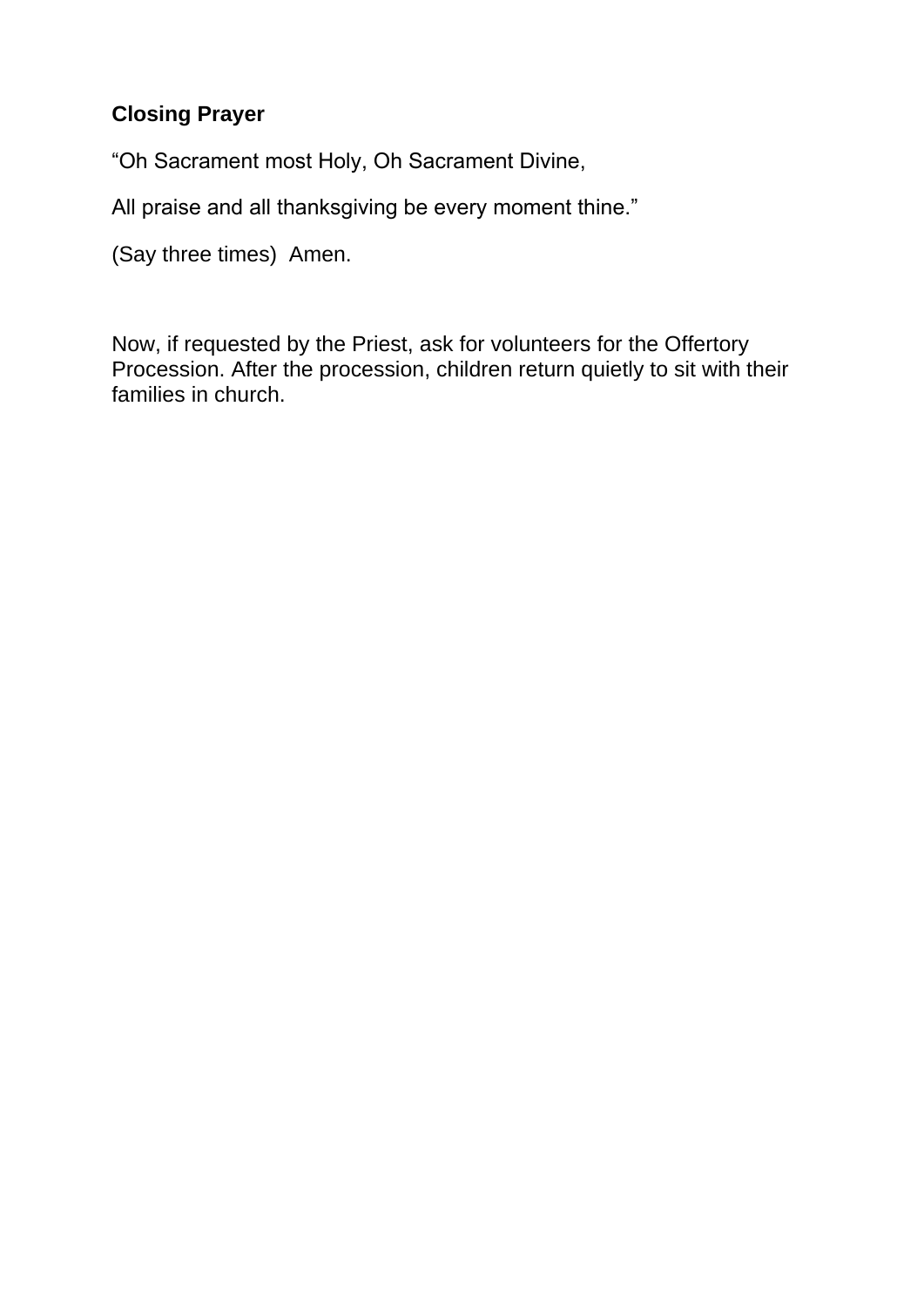**Closing Prayer**

“Oh Sacrament most Holy, Oh Sacrament Divine,

All praise and all thanksgiving be every moment thine.”

(Say three times) Amen.

Now, if requested by the Priest, ask for volunteers for the Offertory Procession. After the procession, children return quietly to sit with their families in church.